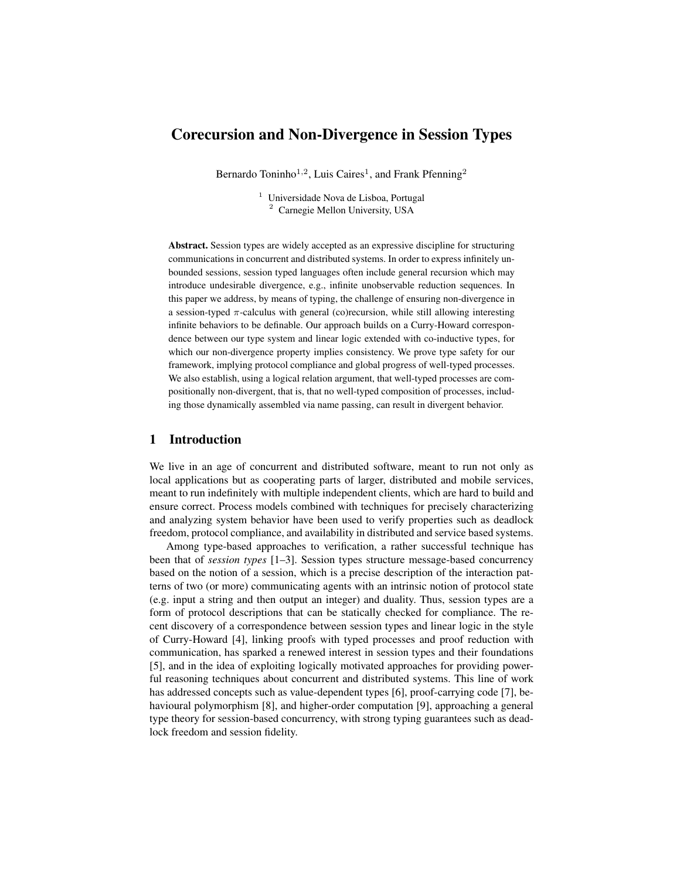# Corecursion and Non-Divergence in Session Types

Bernardo Toninho[1,2], Luis Caires[1], and Frank Pfenning[2]

[1] Universidade Nova de Lisboa, Portugal
[2] Carnegie Mellon University, USA

**Abstract.** Session types are widely accepted as an expressive discipline for structuring communications in concurrent and distributed systems. In order to express infinitely unbounded sessions, session typed languages often include general recursion which may introduce undesirable divergence, e.g., infinite unobservable reduction sequences. In this paper we address, by means of typing, the challenge of ensuring non-divergence in a session-typed $\pi$-calculus with general (co)recursion, while still allowing interesting infinite behaviors to be definable. Our approach builds on a Curry-Howard correspondence between our type system and linear logic extended with co-inductive types, for which our non-divergence property implies consistency. We prove type safety for our framework, implying protocol compliance and global progress of well-typed processes. We also establish, using a logical relation argument, that well-typed processes are compositionally non-divergent, that is, that no well-typed composition of processes, including those dynamically assembled via name passing, can result in divergent behavior.

## 1 Introduction

We live in an age of concurrent and distributed software, meant to run not only as local applications but as cooperating parts of larger, distributed and mobile services, meant to run indefinitely with multiple independent clients, which are hard to build and ensure correct. Process models combined with techniques for precisely characterizing and analyzing system behavior have been used to verify properties such as deadlock freedom, protocol compliance, and availability in distributed and service based systems.

Among type-based approaches to verification, a rather successful technique has been that of *session types* [1–3]. Session types structure message-based concurrency based on the notion of a session, which is a precise description of the interaction patterns of two (or more) communicating agents with an intrinsic notion of protocol state (e.g. input a string and then output an integer) and duality. Thus, session types are a form of protocol descriptions that can be statically checked for compliance. The recent discovery of a correspondence between session types and linear logic in the style of Curry-Howard [4], linking proofs with typed processes and proof reduction with communication, has sparked a renewed interest in session types and their foundations [5], and in the idea of exploiting logically motivated approaches for providing powerful reasoning techniques about concurrent and distributed systems. This line of work has addressed concepts such as value-dependent types [6], proof-carrying code [7], behavioural polymorphism [8], and higher-order computation [9], approaching a general type theory for session-based concurrency, with strong typing guarantees such as deadlock freedom and session fidelity.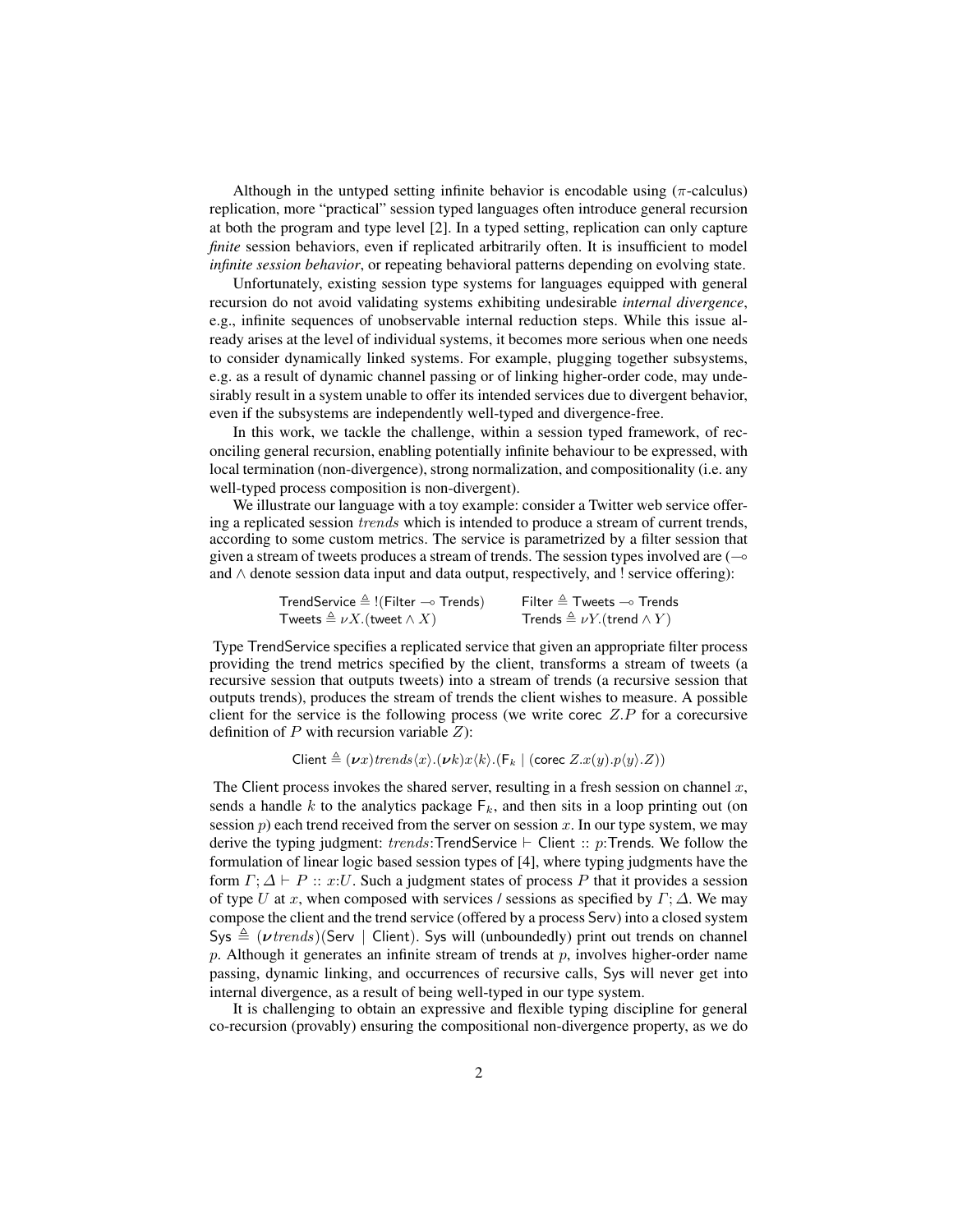Although in the untyped setting infinite behavior is encodable using ($\pi$-calculus) replication, more "practical" session typed languages often introduce general recursion at both the program and type level [2]. In a typed setting, replication can only capture *finite* session behaviors, even if replicated arbitrarily often. It is insufficient to model *infinite session behavior*, or repeating behavioral patterns depending on evolving state.

Unfortunately, existing session type systems for languages equipped with general recursion do not avoid validating systems exhibiting undesirable *internal divergence*, e.g., infinite sequences of unobservable internal reduction steps. While this issue already arises at the level of individual systems, it becomes more serious when one needs to consider dynamically linked systems. For example, plugging together subsystems, e.g. as a result of dynamic channel passing or of linking higher-order code, may undesirably result in a system unable to offer its intended services due to divergent behavior, even if the subsystems are independently well-typed and divergence-free.

In this work, we tackle the challenge, within a session typed framework, of reconciling general recursion, enabling potentially infinite behaviour to be expressed, with local termination (non-divergence), strong normalization, and compositionality (i.e. any well-typed process composition is non-divergent).

We illustrate our language with a toy example: consider a Twitter web service offering a replicated session $trends$ which is intended to produce a stream of current trends, according to some custom metrics. The service is parametrized by a filter session that given a stream of tweets produces a stream of trends. The session types involved are ($\multimap$ and $\wedge$ denote session data input and data output, respectively, and ! service offering):

$$\mathsf{TrendService} \triangleq\ !(\mathsf{Filter} \multimap \mathsf{Trends}) \qquad \mathsf{Filter} \triangleq \mathsf{Tweets} \multimap \mathsf{Trends}$$
$$\mathsf{Tweets} \triangleq \nu X.(\mathsf{tweet} \wedge X) \qquad \mathsf{Trends} \triangleq \nu Y.(\mathsf{trend} \wedge Y)$$

Type TrendService specifies a replicated service that given an appropriate filter process providing the trend metrics specified by the client, transforms a stream of tweets (a recursive session that outputs tweets) into a stream of trends (a recursive session that outputs trends), produces the stream of trends the client wishes to measure. A possible client for the service is the following process (we write $\mathsf{corec}\ Z.P$ for a corecursive definition of $P$ with recursion variable $Z$):

$$\mathsf{Client} \triangleq (\boldsymbol{\nu} x)trends\langle x\rangle.(\boldsymbol{\nu} k)x\langle k\rangle.(\mathsf{F}_k \mid (\mathsf{corec}\ Z.x(y).p\langle y\rangle.Z))$$

The Client process invokes the shared server, resulting in a fresh session on channel $x$, sends a handle $k$ to the analytics package $\mathsf{F}_k$, and then sits in a loop printing out (on session $p$) each trend received from the server on session $x$. In our type system, we may derive the typing judgment: $trends{:}\mathsf{TrendService} \vdash \mathsf{Client} :: p{:}\mathsf{Trends}$. We follow the formulation of linear logic based session types of [4], where typing judgments have the form $\Gamma; \Delta \vdash P :: x{:}U$. Such a judgment states of process $P$ that it provides a session of type $U$ at $x$, when composed with services / sessions as specified by $\Gamma; \Delta$. We may compose the client and the trend service (offered by a process Serv) into a closed system $\mathsf{Sys} \triangleq (\boldsymbol{\nu} trends)(\mathsf{Serv} \mid \mathsf{Client})$. Sys will (unboundedly) print out trends on channel $p$. Although it generates an infinite stream of trends at $p$, involves higher-order name passing, dynamic linking, and occurrences of recursive calls, Sys will never get into internal divergence, as a result of being well-typed in our type system.

It is challenging to obtain an expressive and flexible typing discipline for general co-recursion (provably) ensuring the compositional non-divergence property, as we do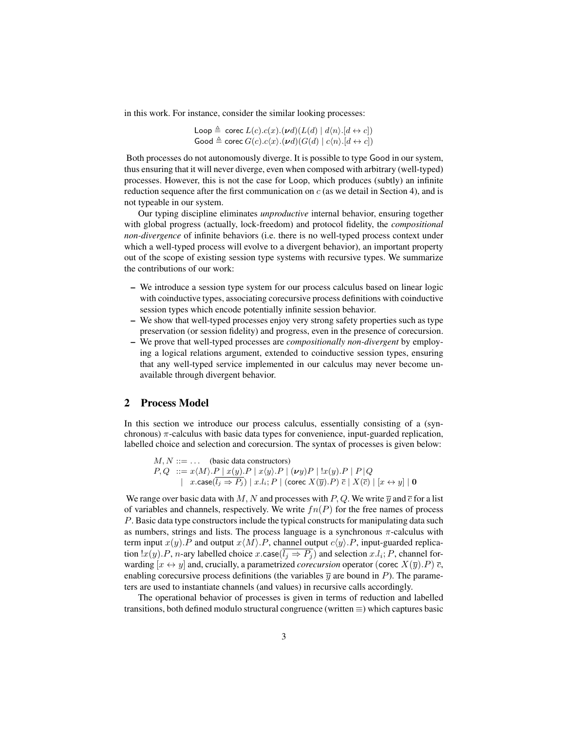in this work. For instance, consider the similar looking processes:

$$\mathsf{Loop} \triangleq \; \mathsf{corec}\; L(c).c(x).(\boldsymbol{\nu} d)(L(d) \mid d\langle n\rangle.[d \leftrightarrow c])$$
$$\mathsf{Good} \triangleq \mathsf{corec}\; G(c).c\langle x\rangle.(\boldsymbol{\nu} d)(G(d) \mid c\langle n\rangle.[d \leftrightarrow c])$$

Both processes do not autonomously diverge. It is possible to type Good in our system, thus ensuring that it will never diverge, even when composed with arbitrary (well-typed) processes. However, this is not the case for Loop, which produces (subtly) an infinite reduction sequence after the first communication on $c$ (as we detail in Section 4), and is not typeable in our system.

Our typing discipline eliminates *unproductive* internal behavior, ensuring together with global progress (actually, lock-freedom) and protocol fidelity, the *compositional non-divergence* of infinite behaviors (i.e. there is no well-typed process context under which a well-typed process will evolve to a divergent behavior), an important property out of the scope of existing session type systems with recursive types. We summarize the contributions of our work:

- We introduce a session type system for our process calculus based on linear logic with coinductive types, associating corecursive process definitions with coinductive session types which encode potentially infinite session behavior.
- We show that well-typed processes enjoy very strong safety properties such as type preservation (or session fidelity) and progress, even in the presence of corecursion.
- We prove that well-typed processes are *compositionally non-divergent* by employing a logical relations argument, extended to coinductive session types, ensuring that any well-typed service implemented in our calculus may never become unavailable through divergent behavior.

## 2 Process Model

In this section we introduce our process calculus, essentially consisting of a (synchronous) $\pi$-calculus with basic data types for convenience, input-guarded replication, labelled choice and selection and corecursion. The syntax of processes is given below:

$$\begin{array}{lll} M, N & ::= & \ldots \quad \text{(basic data constructors)} \\ P, Q & ::= & x\langle M\rangle.P \mid x(y).P \mid x\langle y\rangle.P \mid (\boldsymbol{\nu} y)P \mid !x(y).P \mid P \mid Q \\ & \mid & x.\mathsf{case}(\overline{l_j \Rightarrow P_j}) \mid x.l_i;P \mid (\mathsf{corec}\; X(\overline{y}).P)\; \overline{c} \mid X(\overline{c}) \mid [x \leftrightarrow y] \mid \mathbf{0} \end{array}$$

We range over basic data with $M, N$ and processes with $P, Q$. We write $\overline{y}$ and $\overline{c}$ for a list of variables and channels, respectively. We write $fn(P)$ for the free names of process $P$. Basic data type constructors include the typical constructs for manipulating data such as numbers, strings and lists. The process language is a synchronous $\pi$-calculus with term input $x(y).P$ and output $x\langle M\rangle.P$, channel output $c\langle y\rangle.P$, input-guarded replication $!x(y).P$, $n$-ary labelled choice $x.\mathsf{case}(\overline{l_j \Rightarrow P_j})$ and selection $x.l_i;P$, channel forwarding $[x \leftrightarrow y]$ and, crucially, a parametrized *corecursion* operator $(\mathsf{corec}\; X(\overline{y}).P)\; \overline{c}$, enabling corecursive process definitions (the variables $\overline{y}$ are bound in $P$). The parameters are used to instantiate channels (and values) in recursive calls accordingly.

The operational behavior of processes is given in terms of reduction and labelled transitions, both defined modulo structural congruence (written $\equiv$) which captures basic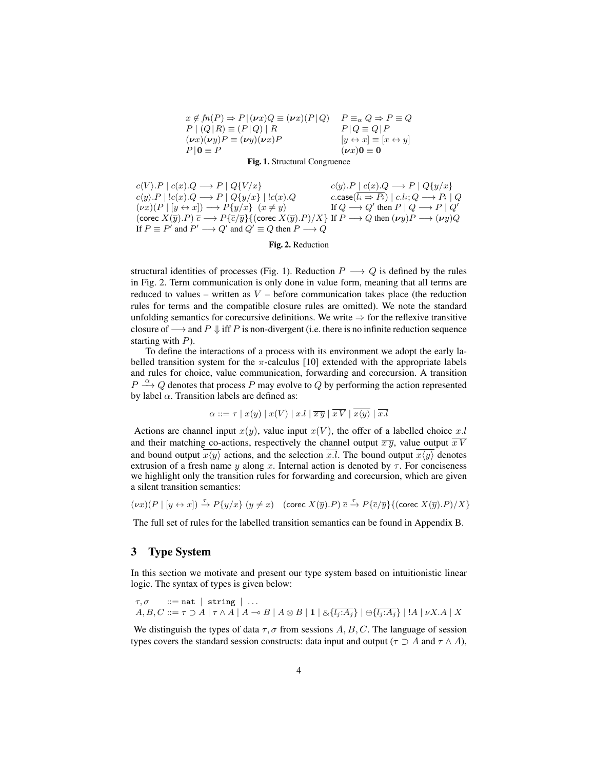$$
\begin{array}{ll}
x \notin fn(P) \Rightarrow P \,|\, (\boldsymbol{\nu} x)Q \equiv (\boldsymbol{\nu} x)(P \,|\, Q) & P \equiv_\alpha Q \Rightarrow P \equiv Q \\
P \mid (Q \,|\, R) \equiv (P \,|\, Q) \mid R & P \,|\, Q \equiv Q \,|\, P \\
(\boldsymbol{\nu} x)(\boldsymbol{\nu} y)P \equiv (\boldsymbol{\nu} y)(\boldsymbol{\nu} x)P & [y \leftrightarrow x] \equiv [x \leftrightarrow y] \\
P \,|\, \mathbf{0} \equiv P & (\boldsymbol{\nu} x)\mathbf{0} \equiv \mathbf{0}
\end{array}
$$

**Fig. 1.** Structural Congruence

$$
\begin{array}{ll}
c\langle V\rangle.P \mid c(x).Q \longrightarrow P \mid Q\{V/x\} & c\langle y\rangle.P \mid c(x).Q \longrightarrow P \mid Q\{y/x\} \\
c\langle y\rangle.P \mid !c(x).Q \longrightarrow P \mid Q\{y/x\} \mid !c(x).Q & c.\mathsf{case}(\overline{l_i \Rightarrow P_i}) \mid c.l_i; Q \longrightarrow P_i \mid Q \\
(\nu x)(P \mid [y \leftrightarrow x]) \longrightarrow P\{y/x\} \;\; (x \neq y) & \text{If } Q \longrightarrow Q' \text{ then } P \mid Q \longrightarrow P \mid Q' \\
(\mathsf{corec}\ X(\overline{y}).P)\ \overline{c} \longrightarrow P\{\overline{c}/\overline{y}\}\{(\mathsf{corec}\ X(\overline{y}).P)/X\} & \text{If } P \longrightarrow Q \text{ then } (\boldsymbol{\nu} y)P \longrightarrow (\boldsymbol{\nu} y)Q \\
\text{If } P \equiv P' \text{ and } P' \longrightarrow Q' \text{ and } Q' \equiv Q \text{ then } P \longrightarrow Q &
\end{array}
$$

**Fig. 2.** Reduction

structural identities of processes (Fig. 1). Reduction $P \longrightarrow Q$ is defined by the rules in Fig. 2. Term communication is only done in value form, meaning that all terms are reduced to values – written as $V$ – before communication takes place (the reduction rules for terms and the compatible closure rules are omitted). We note the standard unfolding semantics for corecursive definitions. We write $\Rightarrow$ for the reflexive transitive closure of $\longrightarrow$ and $P \Downarrow$ iff $P$ is non-divergent (i.e. there is no infinite reduction sequence starting with $P$).

To define the interactions of a process with its environment we adopt the early labelled transition system for the $\pi$-calculus [10] extended with the appropriate labels and rules for choice, value communication, forwarding and corecursion. A transition $P \xrightarrow{\alpha} Q$ denotes that process $P$ may evolve to $Q$ by performing the action represented by label $\alpha$. Transition labels are defined as:

$$\alpha ::= \tau \mid x(y) \mid x(V) \mid x.l \mid \overline{x\,y} \mid \overline{x\,V} \mid \overline{x\langle y\rangle} \mid \overline{x.l}$$

Actions are channel input $x(y)$, value input $x(V)$, the offer of a labelled choice $x.l$ and their matching co-actions, respectively the channel output $\overline{x\,y}$, value output $\overline{x\,V}$ and bound output $\overline{x\langle y\rangle}$ actions, and the selection $\overline{x.l}$. The bound output $\overline{x\langle y\rangle}$ denotes extrusion of a fresh name $y$ along $x$. Internal action is denoted by $\tau$. For conciseness we highlight only the transition rules for forwarding and corecursion, which are given a silent transition semantics:

$$(\nu x)(P \mid [y \leftrightarrow x]) \xrightarrow{\tau} P\{y/x\} \; (y \neq x) \quad (\mathsf{corec}\ X(\overline{y}).P)\ \overline{c} \xrightarrow{\tau} P\{\overline{c}/\overline{y}\}\{(\mathsf{corec}\ X(\overline{y}).P)/X\}$$

The full set of rules for the labelled transition semantics can be found in Appendix B.

## 3 Type System

In this section we motivate and present our type system based on intuitionistic linear logic. The syntax of types is given below:

$$
\begin{array}{lll}
\tau, \sigma & ::= & \texttt{nat} \mid \texttt{string} \mid \ldots \\
A, B, C & ::= & \tau \supset A \mid \tau \wedge A \mid A \multimap B \mid A \otimes B \mid \mathbf{1} \mid \&\{\overline{l_j{:}A_j}\} \mid \oplus\{\overline{l_j{:}A_j}\} \mid !A \mid \nu X.A \mid X
\end{array}
$$

We distinguish the types of data $\tau, \sigma$ from sessions $A, B, C$. The language of session types covers the standard session constructs: data input and output ($\tau \supset A$ and $\tau \wedge A$),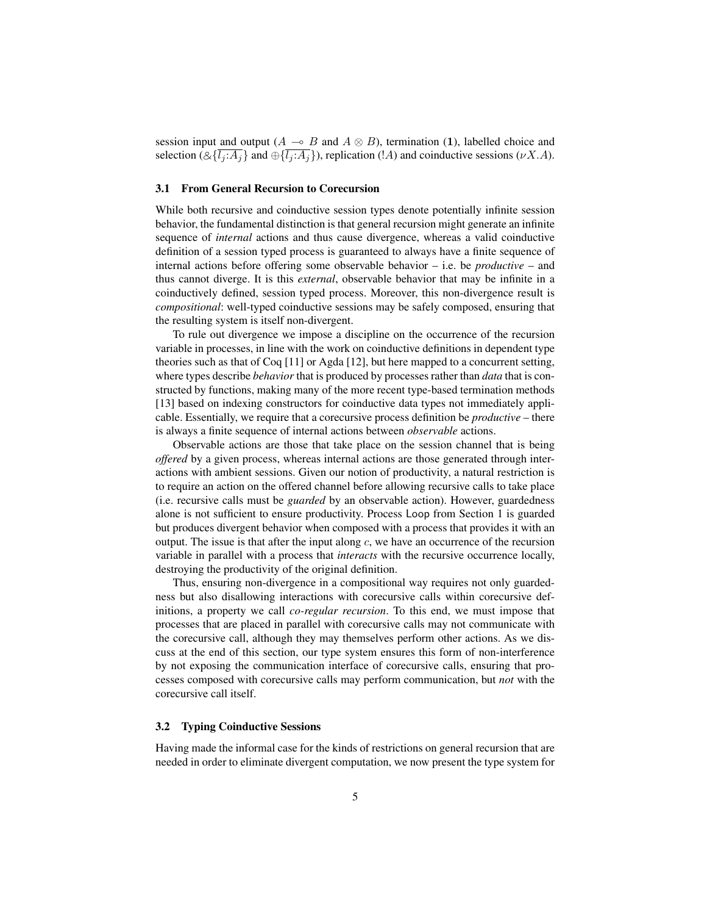session input and output ($A \multimap B$ and $A \otimes B$), termination ($\mathbf{1}$), labelled choice and selection ($\&\{\overline{l_j{:}A_j}\}$ and $\oplus\{\overline{l_j{:}A_j}\}$), replication ($!A$) and coinductive sessions ($\nu X.A$).

### 3.1 From General Recursion to Corecursion

While both recursive and coinductive session types denote potentially infinite session behavior, the fundamental distinction is that general recursion might generate an infinite sequence of *internal* actions and thus cause divergence, whereas a valid coinductive definition of a session typed process is guaranteed to always have a finite sequence of internal actions before offering some observable behavior – i.e. be *productive* – and thus cannot diverge. It is this *external*, observable behavior that may be infinite in a coinductively defined, session typed process. Moreover, this non-divergence result is *compositional*: well-typed coinductive sessions may be safely composed, ensuring that the resulting system is itself non-divergent.

To rule out divergence we impose a discipline on the occurrence of the recursion variable in processes, in line with the work on coinductive definitions in dependent type theories such as that of Coq [11] or Agda [12], but here mapped to a concurrent setting, where types describe *behavior* that is produced by processes rather than *data* that is constructed by functions, making many of the more recent type-based termination methods [13] based on indexing constructors for coinductive data types not immediately applicable. Essentially, we require that a corecursive process definition be *productive* – there is always a finite sequence of internal actions between *observable* actions.

Observable actions are those that take place on the session channel that is being *offered* by a given process, whereas internal actions are those generated through interactions with ambient sessions. Given our notion of productivity, a natural restriction is to require an action on the offered channel before allowing recursive calls to take place (i.e. recursive calls must be *guarded* by an observable action). However, guardedness alone is not sufficient to ensure productivity. Process Loop from Section 1 is guarded but produces divergent behavior when composed with a process that provides it with an output. The issue is that after the input along $c$, we have an occurrence of the recursion variable in parallel with a process that *interacts* with the recursive occurrence locally, destroying the productivity of the original definition.

Thus, ensuring non-divergence in a compositional way requires not only guardedness but also disallowing interactions with corecursive calls within corecursive definitions, a property we call *co-regular recursion*. To this end, we must impose that processes that are placed in parallel with corecursive calls may not communicate with the corecursive call, although they may themselves perform other actions. As we discuss at the end of this section, our type system ensures this form of non-interference by not exposing the communication interface of corecursive calls, ensuring that processes composed with corecursive calls may perform communication, but *not* with the corecursive call itself.

### 3.2 Typing Coinductive Sessions

Having made the informal case for the kinds of restrictions on general recursion that are needed in order to eliminate divergent computation, we now present the type system for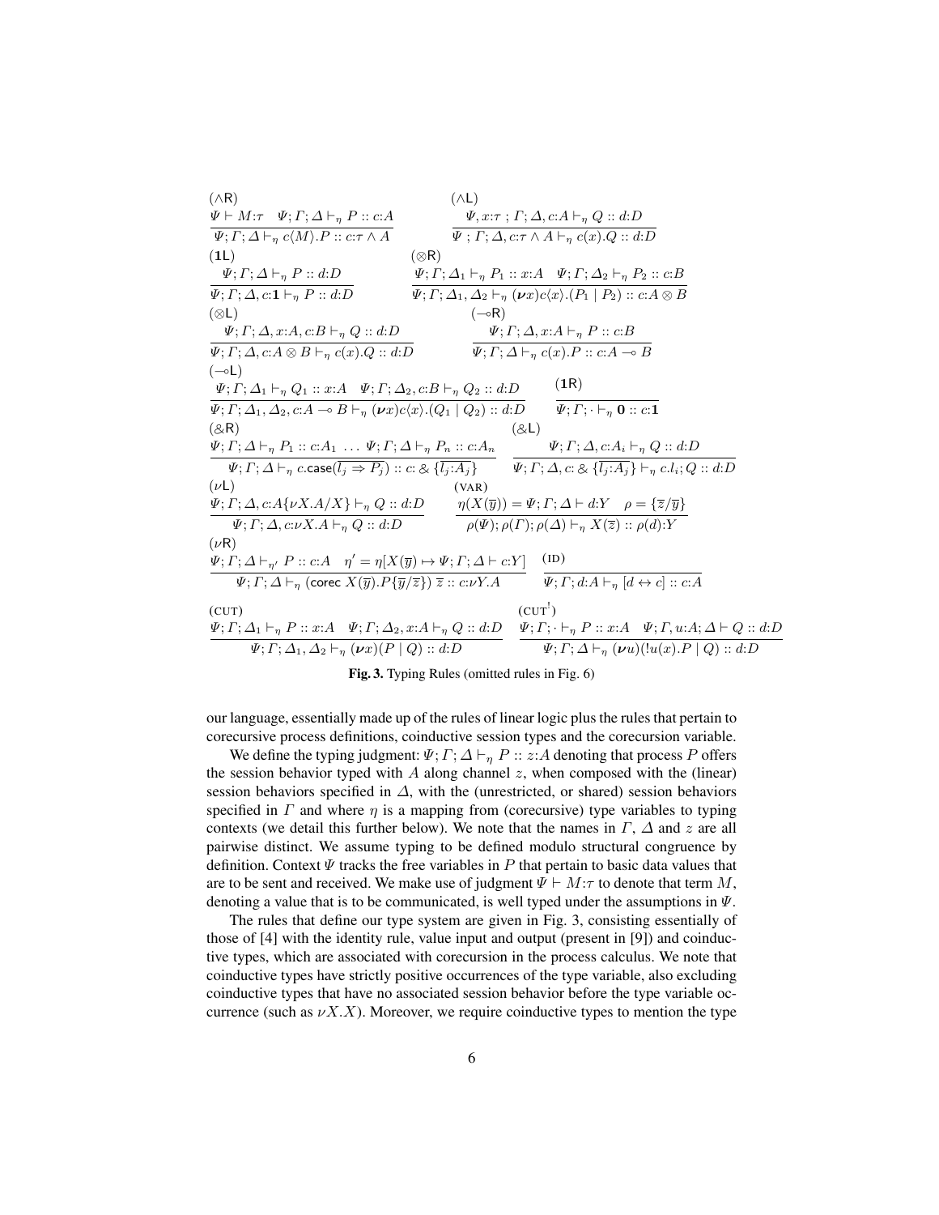$$
\frac{\Psi \vdash M{:}\tau \quad \Psi;\Gamma;\Delta \vdash_\eta P :: c{:}A}{\Psi;\Gamma;\Delta \vdash_\eta c\langle M\rangle.P :: c{:}\tau \wedge A}\ (\wedge\mathsf{R})
\qquad
\frac{\Psi, x{:}\tau\ ;\Gamma;\Delta, c{:}A \vdash_\eta Q :: d{:}D}{\Psi\ ;\Gamma;\Delta, c{:}\tau \wedge A \vdash_\eta c(x).Q :: d{:}D}\ (\wedge\mathsf{L})
$$

$$
\frac{\Psi;\Gamma;\Delta \vdash_\eta P :: d{:}D}{\Psi;\Gamma;\Delta, c{:}\mathbf{1} \vdash_\eta P :: d{:}D}\ (\mathbf{1}\mathsf{L})
\qquad
\frac{\Psi;\Gamma;\Delta_1 \vdash_\eta P_1 :: x{:}A \quad \Psi;\Gamma;\Delta_2 \vdash_\eta P_2 :: c{:}B}{\Psi;\Gamma;\Delta_1,\Delta_2 \vdash_\eta (\boldsymbol{\nu} x)c\langle x\rangle.(P_1 \mid P_2) :: c{:}A \otimes B}\ (\otimes\mathsf{R})
$$

$$
\frac{\Psi;\Gamma;\Delta, x{:}A, c{:}B \vdash_\eta Q :: d{:}D}{\Psi;\Gamma;\Delta, c{:}A \otimes B \vdash_\eta c(x).Q :: d{:}D}\ (\otimes\mathsf{L})
\qquad
\frac{\Psi;\Gamma;\Delta, x{:}A \vdash_\eta P :: c{:}B}{\Psi;\Gamma;\Delta \vdash_\eta c(x).P :: c{:}A \multimap B}\ (\multimap\mathsf{R})
$$

$$
\frac{\Psi;\Gamma;\Delta_1 \vdash_\eta Q_1 :: x{:}A \quad \Psi;\Gamma;\Delta_2, c{:}B \vdash_\eta Q_2 :: d{:}D}{\Psi;\Gamma;\Delta_1,\Delta_2, c{:}A \multimap B \vdash_\eta (\boldsymbol{\nu} x)c\langle x\rangle.(Q_1 \mid Q_2) :: d{:}D}\ (\multimap\mathsf{L})
\qquad
\frac{}{\Psi;\Gamma;\cdot \vdash_\eta \mathbf{0} :: c{:}\mathbf{1}}\ (\mathbf{1}\mathsf{R})
$$

$$
\frac{\Psi;\Gamma;\Delta \vdash_\eta P_1 :: c{:}A_1 \ \ldots\ \Psi;\Gamma;\Delta \vdash_\eta P_n :: c{:}A_n}{\Psi;\Gamma;\Delta \vdash_\eta c.\mathsf{case}(\overline{l_j \Rightarrow P_j}) :: c{:}\,\&\,\{\overline{l_j{:}A_j}\}}\ (\&\mathsf{R})
\qquad
\frac{\Psi;\Gamma;\Delta, c{:}A_i \vdash_\eta Q :: d{:}D}{\Psi;\Gamma;\Delta, c{:}\,\&\,\{\overline{l_j{:}A_j}\} \vdash_\eta c.l_i;Q :: d{:}D}\ (\&\mathsf{L})
$$

$$
\frac{\Psi;\Gamma;\Delta, c{:}A\{\nu X.A/X\} \vdash_\eta Q :: d{:}D}{\Psi;\Gamma;\Delta, c{:}\nu X.A \vdash_\eta Q :: d{:}D}\ (\nu\mathsf{L})
\qquad
\frac{\eta(X(\overline{y})) = \Psi;\Gamma;\Delta \vdash d{:}Y \quad \rho = \{\overline{z}/\overline{y}\}}{\rho(\Psi);\rho(\Gamma);\rho(\Delta) \vdash_\eta X(\overline{z}) :: \rho(d){:}Y}\ (\text{VAR})
$$

$$
\frac{\Psi;\Gamma;\Delta \vdash_{\eta'} P :: c{:}A \quad \eta' = \eta[X(\overline{y}) \mapsto \Psi;\Gamma;\Delta \vdash c{:}Y]}{\Psi;\Gamma;\Delta \vdash_\eta (\mathsf{corec}\ X(\overline{y}).P\{\overline{y}/\overline{z}\})\ \overline{z} :: c{:}\nu Y.A}\ (\nu\mathsf{R})
\qquad
\frac{}{\Psi;\Gamma;d{:}A \vdash_\eta [d \leftrightarrow c] :: c{:}A}\ (\text{ID})
$$

$$
\frac{\Psi;\Gamma;\Delta_1 \vdash_\eta P :: x{:}A \quad \Psi;\Gamma;\Delta_2, x{:}A \vdash_\eta Q :: d{:}D}{\Psi;\Gamma;\Delta_1,\Delta_2 \vdash_\eta (\boldsymbol{\nu} x)(P \mid Q) :: d{:}D}\ (\text{CUT})
\qquad
\frac{\Psi;\Gamma;\cdot \vdash_\eta P :: x{:}A \quad \Psi;\Gamma, u{:}A;\Delta \vdash Q :: d{:}D}{\Psi;\Gamma;\Delta \vdash_\eta (\boldsymbol{\nu} u)(!u(x).P \mid Q) :: d{:}D}\ (\text{CUT}^!)
$$

**Fig. 3.** Typing Rules (omitted rules in Fig. 6)

our language, essentially made up of the rules of linear logic plus the rules that pertain to corecursive process definitions, coinductive session types and the corecursion variable.

We define the typing judgment: $\Psi;\Gamma;\Delta \vdash_\eta P :: z{:}A$ denoting that process $P$ offers the session behavior typed with $A$ along channel $z$, when composed with the (linear) session behaviors specified in $\Delta$, with the (unrestricted, or shared) session behaviors specified in $\Gamma$ and where $\eta$ is a mapping from (corecursive) type variables to typing contexts (we detail this further below). We note that the names in $\Gamma$, $\Delta$ and $z$ are all pairwise distinct. We assume typing to be defined modulo structural congruence by definition. Context $\Psi$ tracks the free variables in $P$ that pertain to basic data values that are to be sent and received. We make use of judgment $\Psi \vdash M{:}\tau$ to denote that term $M$, denoting a value that is to be communicated, is well typed under the assumptions in $\Psi$.

The rules that define our type system are given in Fig. 3, consisting essentially of those of [4] with the identity rule, value input and output (present in [9]) and coinductive types, which are associated with corecursion in the process calculus. We note that coinductive types have strictly positive occurrences of the type variable, also excluding coinductive types that have no associated session behavior before the type variable occurrence (such as $\nu X.X$). Moreover, we require coinductive types to mention the type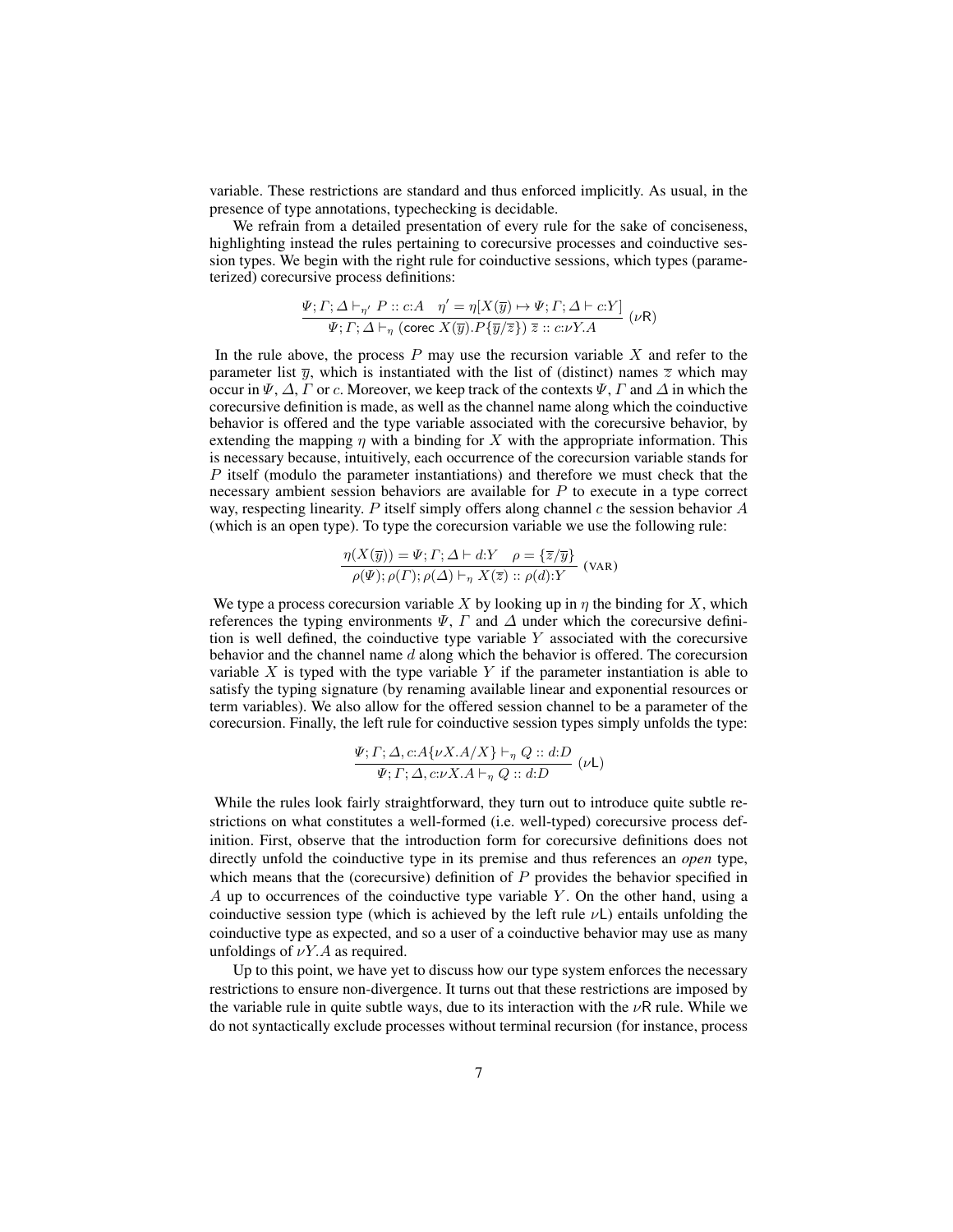variable. These restrictions are standard and thus enforced implicitly. As usual, in the presence of type annotations, typechecking is decidable.

We refrain from a detailed presentation of every rule for the sake of conciseness, highlighting instead the rules pertaining to corecursive processes and coinductive session types. We begin with the right rule for coinductive sessions, which types (parameterized) corecursive process definitions:

$$\frac{\Psi; \Gamma; \Delta \vdash_{\eta'} P :: c{:}A \quad \eta' = \eta[X(\overline{y}) \mapsto \Psi; \Gamma; \Delta \vdash c{:}Y]}{\Psi; \Gamma; \Delta \vdash_{\eta} (\mathsf{corec}\ X(\overline{y}).P\{\overline{y}/\overline{z}\})\ \overline{z} :: c{:}\nu Y.A}\ (\nu\mathsf{R})$$

In the rule above, the process $P$ may use the recursion variable $X$ and refer to the parameter list $\overline{y}$, which is instantiated with the list of (distinct) names $\overline{z}$ which may occur in $\Psi$, $\Delta$, $\Gamma$ or $c$. Moreover, we keep track of the contexts $\Psi$, $\Gamma$ and $\Delta$ in which the corecursive definition is made, as well as the channel name along which the coinductive behavior is offered and the type variable associated with the corecursive behavior, by extending the mapping $\eta$ with a binding for $X$ with the appropriate information. This is necessary because, intuitively, each occurrence of the corecursion variable stands for $P$ itself (modulo the parameter instantiations) and therefore we must check that the necessary ambient session behaviors are available for $P$ to execute in a type correct way, respecting linearity. $P$ itself simply offers along channel $c$ the session behavior $A$ (which is an open type). To type the corecursion variable we use the following rule:

$$\frac{\eta(X(\overline{y})) = \Psi; \Gamma; \Delta \vdash d{:}Y \quad \rho = \{\overline{z}/\overline{y}\}}{\rho(\Psi); \rho(\Gamma); \rho(\Delta) \vdash_{\eta} X(\overline{z}) :: \rho(d){:}Y}\ (\mathrm{VAR})$$

We type a process corecursion variable $X$ by looking up in $\eta$ the binding for $X$, which references the typing environments $\Psi$, $\Gamma$ and $\Delta$ under which the corecursive definition is well defined, the coinductive type variable $Y$ associated with the corecursive behavior and the channel name $d$ along which the behavior is offered. The corecursion variable $X$ is typed with the type variable $Y$ if the parameter instantiation is able to satisfy the typing signature (by renaming available linear and exponential resources or term variables). We also allow for the offered session channel to be a parameter of the corecursion. Finally, the left rule for coinductive session types simply unfolds the type:

$$\frac{\Psi; \Gamma; \Delta, c{:}A\{\nu X.A/X\} \vdash_{\eta} Q :: d{:}D}{\Psi; \Gamma; \Delta, c{:}\nu X.A \vdash_{\eta} Q :: d{:}D}\ (\nu\mathsf{L})$$

While the rules look fairly straightforward, they turn out to introduce quite subtle restrictions on what constitutes a well-formed (i.e. well-typed) corecursive process definition. First, observe that the introduction form for corecursive definitions does not directly unfold the coinductive type in its premise and thus references an *open* type, which means that the (corecursive) definition of $P$ provides the behavior specified in $A$ up to occurrences of the coinductive type variable $Y$. On the other hand, using a coinductive session type (which is achieved by the left rule $\nu\mathsf{L}$) entails unfolding the coinductive type as expected, and so a user of a coinductive behavior may use as many unfoldings of $\nu Y.A$ as required.

Up to this point, we have yet to discuss how our type system enforces the necessary restrictions to ensure non-divergence. It turns out that these restrictions are imposed by the variable rule in quite subtle ways, due to its interaction with the $\nu\mathsf{R}$ rule. While we do not syntactically exclude processes without terminal recursion (for instance, process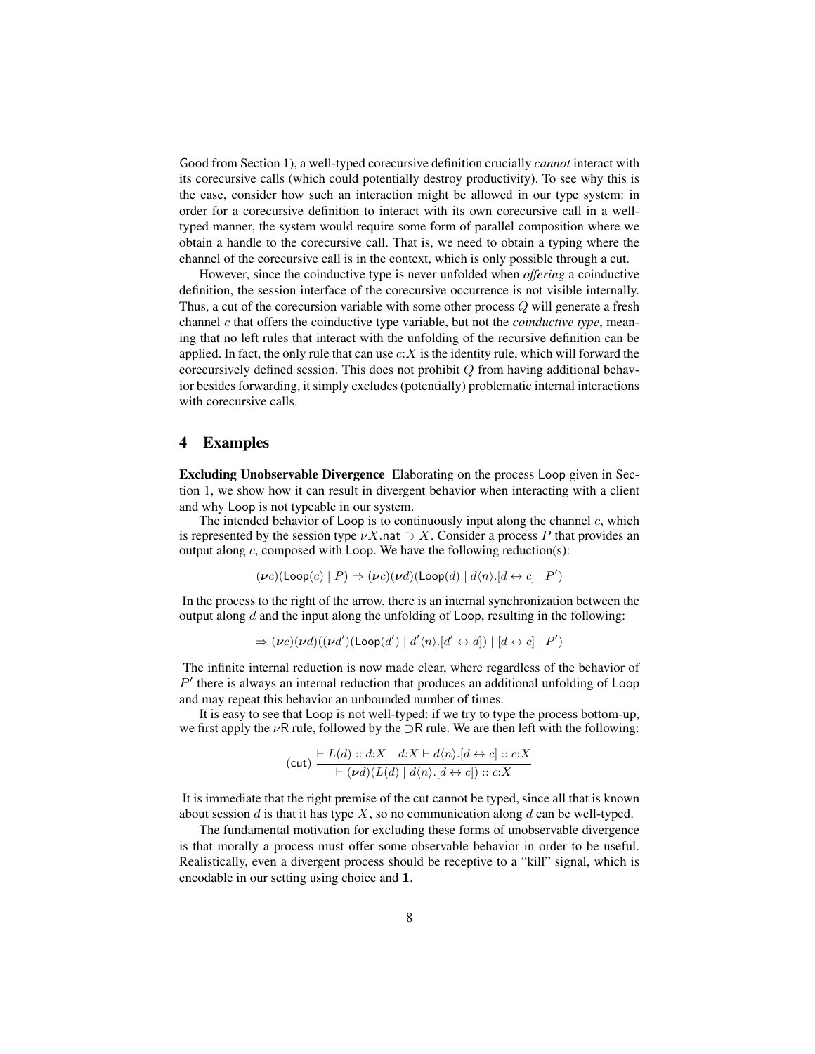Good from Section 1), a well-typed corecursive definition crucially *cannot* interact with its corecursive calls (which could potentially destroy productivity). To see why this is the case, consider how such an interaction might be allowed in our type system: in order for a corecursive definition to interact with its own corecursive call in a well-typed manner, the system would require some form of parallel composition where we obtain a handle to the corecursive call. That is, we need to obtain a typing where the channel of the corecursive call is in the context, which is only possible through a cut.

However, since the coinductive type is never unfolded when *offering* a coinductive definition, the session interface of the corecursive occurrence is not visible internally. Thus, a cut of the corecursion variable with some other process $Q$ will generate a fresh channel $c$ that offers the coinductive type variable, but not the *coinductive type*, meaning that no left rules that interact with the unfolding of the recursive definition can be applied. In fact, the only rule that can use $c{:}X$ is the identity rule, which will forward the corecursively defined session. This does not prohibit $Q$ from having additional behavior besides forwarding, it simply excludes (potentially) problematic internal interactions with corecursive calls.

## 4 Examples

**Excluding Unobservable Divergence** Elaborating on the process Loop given in Section 1, we show how it can result in divergent behavior when interacting with a client and why Loop is not typeable in our system.

The intended behavior of Loop is to continuously input along the channel $c$, which is represented by the session type $\nu X.\mathsf{nat} \supset X$. Consider a process $P$ that provides an output along $c$, composed with Loop. We have the following reduction(s):

$$(\boldsymbol{\nu} c)(\mathsf{Loop}(c) \mid P) \Rightarrow (\boldsymbol{\nu} c)(\boldsymbol{\nu} d)(\mathsf{Loop}(d) \mid d\langle n\rangle.[d \leftrightarrow c] \mid P')$$

In the process to the right of the arrow, there is an internal synchronization between the output along $d$ and the input along the unfolding of Loop, resulting in the following:

$$\Rightarrow (\boldsymbol{\nu} c)(\boldsymbol{\nu} d)((\boldsymbol{\nu} d')(\mathsf{Loop}(d') \mid d'\langle n\rangle.[d' \leftrightarrow d]) \mid [d \leftrightarrow c] \mid P')$$

The infinite internal reduction is now made clear, where regardless of the behavior of $P'$ there is always an internal reduction that produces an additional unfolding of Loop and may repeat this behavior an unbounded number of times.

It is easy to see that Loop is not well-typed: if we try to type the process bottom-up, we first apply the $\nu\mathsf{R}$ rule, followed by the $\supset\mathsf{R}$ rule. We are then left with the following:

$$(\mathsf{cut})\ \frac{\vdash L(d) :: d{:}X \quad d{:}X \vdash d\langle n\rangle.[d \leftrightarrow c] :: c{:}X}{\vdash (\boldsymbol{\nu} d)(L(d) \mid d\langle n\rangle.[d \leftrightarrow c]) :: c{:}X}$$

It is immediate that the right premise of the cut cannot be typed, since all that is known about session $d$ is that it has type $X$, so no communication along $d$ can be well-typed.

The fundamental motivation for excluding these forms of unobservable divergence is that morally a process must offer some observable behavior in order to be useful. Realistically, even a divergent process should be receptive to a "kill" signal, which is encodable in our setting using choice and $\mathbf{1}$.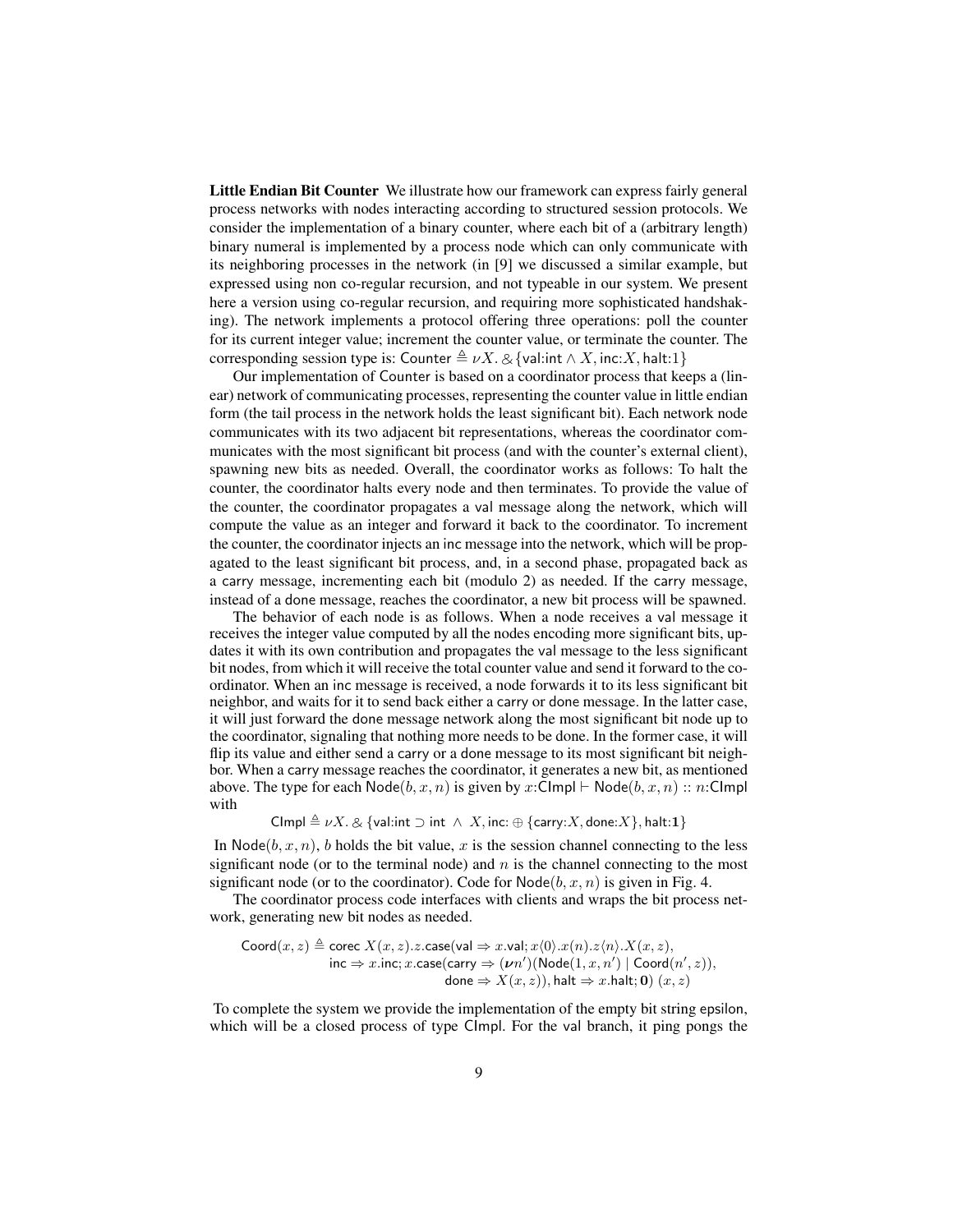**Little Endian Bit Counter** We illustrate how our framework can express fairly general process networks with nodes interacting according to structured session protocols. We consider the implementation of a binary counter, where each bit of a (arbitrary length) binary numeral is implemented by a process node which can only communicate with its neighboring processes in the network (in [9] we discussed a similar example, but expressed using non co-regular recursion, and not typeable in our system. We present here a version using co-regular recursion, and requiring more sophisticated handshaking). The network implements a protocol offering three operations: poll the counter for its current integer value; increment the counter value, or terminate the counter. The corresponding session type is: $\mathsf{Counter} \triangleq \nu X. \,\&\{\mathsf{val}{:}\mathsf{int} \wedge X, \mathsf{inc}{:}X, \mathsf{halt}{:}1\}$

Our implementation of Counter is based on a coordinator process that keeps a (linear) network of communicating processes, representing the counter value in little endian form (the tail process in the network holds the least significant bit). Each network node communicates with its two adjacent bit representations, whereas the coordinator communicates with the most significant bit process (and with the counter's external client), spawning new bits as needed. Overall, the coordinator works as follows: To halt the counter, the coordinator halts every node and then terminates. To provide the value of the counter, the coordinator propagates a val message along the network, which will compute the value as an integer and forward it back to the coordinator. To increment the counter, the coordinator injects an inc message into the network, which will be propagated to the least significant bit process, and, in a second phase, propagated back as a carry message, incrementing each bit (modulo 2) as needed. If the carry message, instead of a done message, reaches the coordinator, a new bit process will be spawned.

The behavior of each node is as follows. When a node receives a val message it receives the integer value computed by all the nodes encoding more significant bits, updates it with its own contribution and propagates the val message to the less significant bit nodes, from which it will receive the total counter value and send it forward to the coordinator. When an inc message is received, a node forwards it to its less significant bit neighbor, and waits for it to send back either a carry or done message. In the latter case, it will just forward the done message network along the most significant bit node up to the coordinator, signaling that nothing more needs to be done. In the former case, it will flip its value and either send a carry or a done message to its most significant bit neighbor. When a carry message reaches the coordinator, it generates a new bit, as mentioned above. The type for each $\mathsf{Node}(b, x, n)$ is given by $x{:}\mathsf{CImpl} \vdash \mathsf{Node}(b, x, n) :: n{:}\mathsf{CImpl}$ with

$$\mathsf{CImpl} \triangleq \nu X. \,\&\,\{\mathsf{val}{:}\mathsf{int} \supset \mathsf{int} \;\wedge\; X, \mathsf{inc}{:} \oplus \{\mathsf{carry}{:}X, \mathsf{done}{:}X\}, \mathsf{halt}{:}\mathbf{1}\}$$

In $\mathsf{Node}(b, x, n)$, $b$ holds the bit value, $x$ is the session channel connecting to the less significant node (or to the terminal node) and $n$ is the channel connecting to the most significant node (or to the coordinator). Code for $\mathsf{Node}(b, x, n)$ is given in Fig. 4.

The coordinator process code interfaces with clients and wraps the bit process network, generating new bit nodes as needed.

$$\begin{aligned}
\mathsf{Coord}(x, z) \triangleq\; & \mathsf{corec}\; X(x, z).z.\mathsf{case}(\mathsf{val} \Rightarrow x.\mathsf{val}; x\langle 0\rangle.x(n).z\langle n\rangle.X(x, z), \\
& \mathsf{inc} \Rightarrow x.\mathsf{inc}; x.\mathsf{case}(\mathsf{carry} \Rightarrow (\boldsymbol{\nu} n')(\mathsf{Node}(1, x, n') \mid \mathsf{Coord}(n', z)), \\
& \qquad\qquad \mathsf{done} \Rightarrow X(x, z)), \mathsf{halt} \Rightarrow x.\mathsf{halt}; \mathbf{0})\; (x, z)
\end{aligned}$$

To complete the system we provide the implementation of the empty bit string epsilon, which will be a closed process of type CImpl. For the val branch, it ping pongs the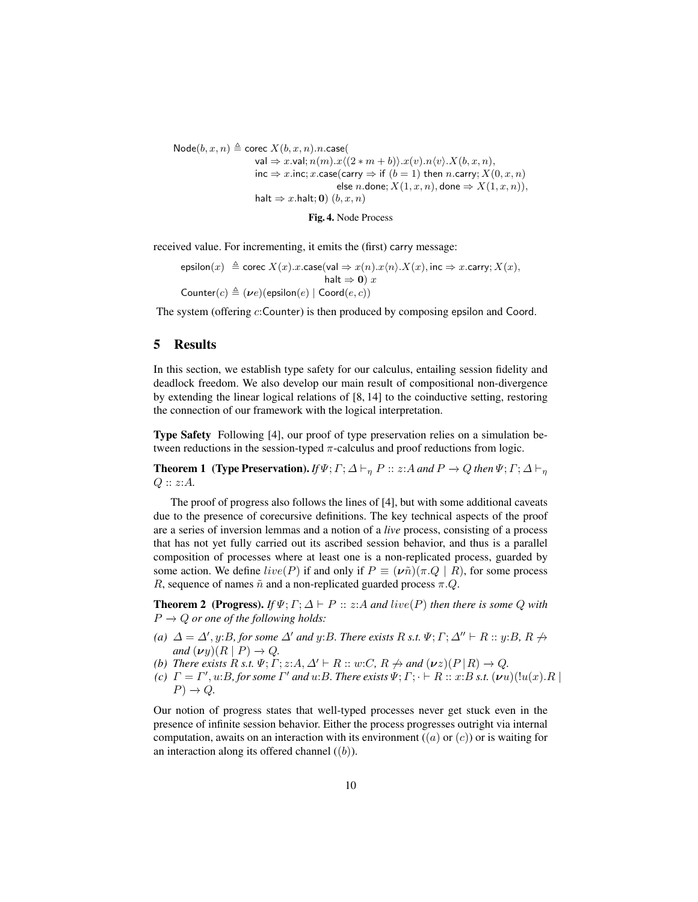$$\mathsf{Node}(b,x,n) \triangleq \mathsf{corec}\ X(b,x,n).n.\mathsf{case}(\\ \quad \mathsf{val} \Rightarrow x.\mathsf{val}; n(m).x\langle(2*m+b)\rangle.x(v).n\langle v\rangle.X(b,x,n),\\ \quad \mathsf{inc} \Rightarrow x.\mathsf{inc}; x.\mathsf{case}(\mathsf{carry} \Rightarrow \mathsf{if}\ (b=1)\ \mathsf{then}\ n.\mathsf{carry}; X(0,x,n)\\ \qquad\qquad \mathsf{else}\ n.\mathsf{done}; X(1,x,n), \mathsf{done} \Rightarrow X(1,x,n)),\\ \quad \mathsf{halt} \Rightarrow x.\mathsf{halt}; \mathbf{0})\ (b,x,n)$$

**Fig. 4.** Node Process

received value. For incrementing, it emits the (first) carry message:

$$\mathsf{epsilon}(x) \triangleq \mathsf{corec}\ X(x).x.\mathsf{case}(\mathsf{val} \Rightarrow x(n).x\langle n\rangle.X(x), \mathsf{inc} \Rightarrow x.\mathsf{carry}; X(x),\\ \mathsf{halt} \Rightarrow \mathbf{0})\ x$$
$$\mathsf{Counter}(c) \triangleq (\boldsymbol{\nu} e)(\mathsf{epsilon}(e) \mid \mathsf{Coord}(e,c))$$

The system (offering $c$:Counter) is then produced by composing epsilon and Coord.

## 5 Results

In this section, we establish type safety for our calculus, entailing session fidelity and deadlock freedom. We also develop our main result of compositional non-divergence by extending the linear logical relations of [8, 14] to the coinductive setting, restoring the connection of our framework with the logical interpretation.

**Type Safety** Following [4], our proof of type preservation relies on a simulation between reductions in the session-typed $\pi$-calculus and proof reductions from logic.

**Theorem 1 (Type Preservation).** *If $\Psi;\Gamma;\Delta \vdash_\eta P :: z{:}A$ and $P \rightarrow Q$ then $\Psi;\Gamma;\Delta \vdash_\eta Q :: z{:}A$.*

The proof of progress also follows the lines of [4], but with some additional caveats due to the presence of corecursive definitions. The key technical aspects of the proof are a series of inversion lemmas and a notion of a *live* process, consisting of a process that has not yet fully carried out its ascribed session behavior, and thus is a parallel composition of processes where at least one is a non-replicated process, guarded by some action. We define $live(P)$ if and only if $P \equiv (\boldsymbol{\nu}\tilde{n})(\pi.Q \mid R)$, for some process $R$, sequence of names $\tilde{n}$ and a non-replicated guarded process $\pi.Q$.

**Theorem 2 (Progress).** *If $\Psi;\Gamma;\Delta \vdash P :: z{:}A$ and $live(P)$ then there is some $Q$ with $P \rightarrow Q$ or one of the following holds:*

*(a) $\Delta = \Delta', y{:}B$, for some $\Delta'$ and $y{:}B$. There exists $R$ s.t. $\Psi;\Gamma;\Delta'' \vdash R :: y{:}B$, $R \not\rightarrow$ and $(\boldsymbol{\nu} y)(R \mid P) \rightarrow Q$.*
*(b) There exists $R$ s.t. $\Psi;\Gamma;z{:}A,\Delta' \vdash R :: w{:}C$, $R \not\rightarrow$ and $(\boldsymbol{\nu} z)(P \mid R) \rightarrow Q$.*
*(c) $\Gamma = \Gamma', u{:}B$, for some $\Gamma'$ and $u{:}B$. There exists $\Psi;\Gamma;\cdot \vdash R :: x{:}B$ s.t. $(\boldsymbol{\nu} u)(!u(x).R \mid P) \rightarrow Q$.*

Our notion of progress states that well-typed processes never get stuck even in the presence of infinite session behavior. Either the process progresses outright via internal computation, awaits on an interaction with its environment ($(a)$ or $(c)$) or is waiting for an interaction along its offered channel ($(b)$).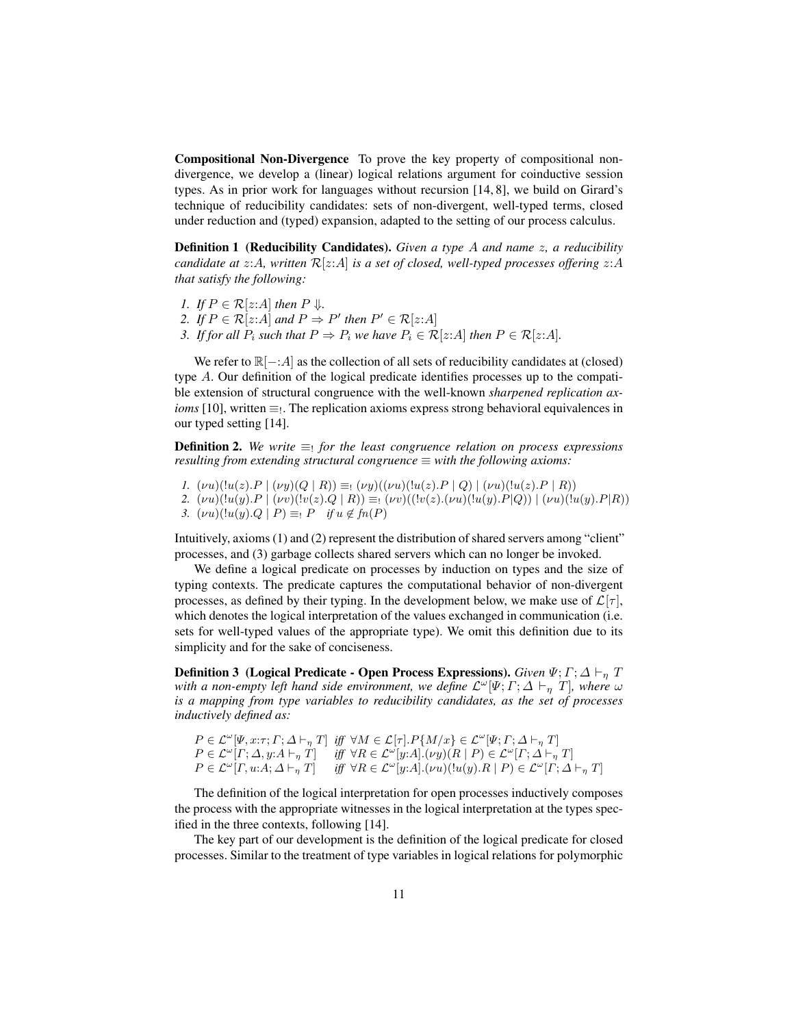**Compositional Non-Divergence** To prove the key property of compositional non-divergence, we develop a (linear) logical relations argument for coinductive session types. As in prior work for languages without recursion [14, 8], we build on Girard's technique of reducibility candidates: sets of non-divergent, well-typed terms, closed under reduction and (typed) expansion, adapted to the setting of our process calculus.

**Definition 1 (Reducibility Candidates).** *Given a type $A$ and name $z$, a reducibility candidate at $z{:}A$, written $\mathcal{R}[z{:}A]$ is a set of closed, well-typed processes offering $z{:}A$ that satisfy the following:*

1. *If $P \in \mathcal{R}[z{:}A]$ then $P \Downarrow$.*
2. *If $P \in \mathcal{R}[z{:}A]$ and $P \Rightarrow P'$ then $P' \in \mathcal{R}[z{:}A]$*
3. *If for all $P_i$ such that $P \Rightarrow P_i$ we have $P_i \in \mathcal{R}[z{:}A]$ then $P \in \mathcal{R}[z{:}A]$.*

We refer to $\mathbb{R}[-{:}A]$ as the collection of all sets of reducibility candidates at (closed) type $A$. Our definition of the logical predicate identifies processes up to the compatible extension of structural congruence with the well-known *sharpened replication axioms* [10], written $\equiv_!$. The replication axioms express strong behavioral equivalences in our typed setting [14].

**Definition 2.** *We write $\equiv_!$ for the least congruence relation on process expressions resulting from extending structural congruence $\equiv$ with the following axioms:*

1. $(\nu u)(!u(z).P \mid (\nu y)(Q \mid R)) \equiv_! (\nu y)((\nu u)(!u(z).P \mid Q) \mid (\nu u)(!u(z).P \mid R))$
2. $(\nu u)(!u(y).P \mid (\nu v)(!v(z).Q \mid R)) \equiv_! (\nu v)((!v(z).(\nu u)(!u(y).P|Q)) \mid (\nu u)(!u(y).P|R))$
3. $(\nu u)(!u(y).Q \mid P) \equiv_! P \quad$ *if $u \notin fn(P)$*

Intuitively, axioms (1) and (2) represent the distribution of shared servers among "client" processes, and (3) garbage collects shared servers which can no longer be invoked.

We define a logical predicate on processes by induction on types and the size of typing contexts. The predicate captures the computational behavior of non-divergent processes, as defined by their typing. In the development below, we make use of $\mathcal{L}[\tau]$, which denotes the logical interpretation of the values exchanged in communication (i.e. sets for well-typed values of the appropriate type). We omit this definition due to its simplicity and for the sake of conciseness.

**Definition 3 (Logical Predicate - Open Process Expressions).** *Given $\Psi; \Gamma; \Delta \vdash_\eta T$ with a non-empty left hand side environment, we define $\mathcal{L}^\omega[\Psi; \Gamma; \Delta \vdash_\eta T]$, where $\omega$ is a mapping from type variables to reducibility candidates, as the set of processes inductively defined as:*

$$
\begin{array}{ll}
P \in \mathcal{L}^\omega[\Psi, x{:}\tau; \Gamma; \Delta \vdash_\eta T] & \textit{iff } \forall M \in \mathcal{L}[\tau].P\{M/x\} \in \mathcal{L}^\omega[\Psi; \Gamma; \Delta \vdash_\eta T] \\
P \in \mathcal{L}^\omega[\Gamma; \Delta, y{:}A \vdash_\eta T] & \textit{iff } \forall R \in \mathcal{L}^\omega[y{:}A].(\nu y)(R \mid P) \in \mathcal{L}^\omega[\Gamma; \Delta \vdash_\eta T] \\
P \in \mathcal{L}^\omega[\Gamma, u{:}A; \Delta \vdash_\eta T] & \textit{iff } \forall R \in \mathcal{L}^\omega[y{:}A].(\nu u)(!u(y).R \mid P) \in \mathcal{L}^\omega[\Gamma; \Delta \vdash_\eta T]
\end{array}
$$

The definition of the logical interpretation for open processes inductively composes the process with the appropriate witnesses in the logical interpretation at the types specified in the three contexts, following [14].

The key part of our development is the definition of the logical predicate for closed processes. Similar to the treatment of type variables in logical relations for polymorphic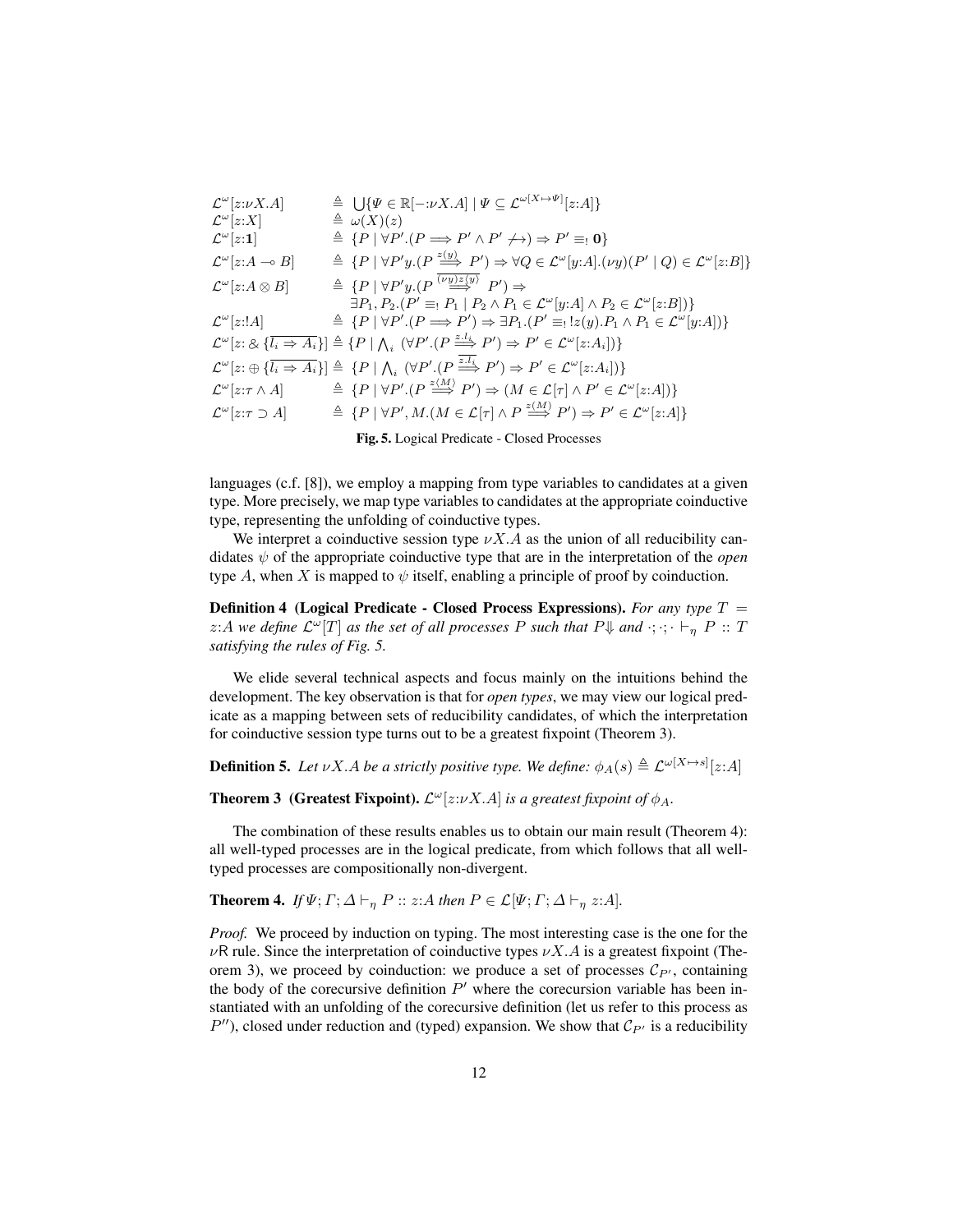$$
\begin{array}{lll}
\mathcal{L}^\omega[z{:}\nu X.A] & \triangleq & \bigcup\{\Psi \in \mathbb{R}[-{:}\nu X.A] \mid \Psi \subseteq \mathcal{L}^{\omega[X\mapsto\Psi]}[z{:}A]\} \\
\mathcal{L}^\omega[z{:}X] & \triangleq & \omega(X)(z) \\
\mathcal{L}^\omega[z{:}\mathbf{1}] & \triangleq & \{P \mid \forall P'.(P \Longrightarrow P' \wedge P' \not\rightarrow) \Rightarrow P' \equiv_! \mathbf{0}\} \\
\mathcal{L}^\omega[z{:}A \multimap B] & \triangleq & \{P \mid \forall P' y.(P \overset{z(y)}{\Longrightarrow} P') \Rightarrow \forall Q \in \mathcal{L}^\omega[y{:}A].(\nu y)(P' \mid Q) \in \mathcal{L}^\omega[z{:}B]\} \\
\mathcal{L}^\omega[z{:}A \otimes B] & \triangleq & \{P \mid \forall P' y.(P \overset{\overline{(\nu y) z\langle y\rangle}}{\Longrightarrow} P') \Rightarrow \\
& & \quad \exists P_1, P_2.(P' \equiv_! P_1 \mid P_2 \wedge P_1 \in \mathcal{L}^\omega[y{:}A] \wedge P_2 \in \mathcal{L}^\omega[z{:}B])\} \\
\mathcal{L}^\omega[z{:}!A] & \triangleq & \{P \mid \forall P'.(P \Longrightarrow P') \Rightarrow \exists P_1.(P' \equiv_! !z(y).P_1 \wedge P_1 \in \mathcal{L}^\omega[y{:}A])\} \\
\mathcal{L}^\omega[z{:}\,\&\,\{\overline{l_i \Rightarrow A_i}\}] & \triangleq & \{P \mid \bigwedge_i\ (\forall P'.(P \overset{z.l_i}{\Longrightarrow} P') \Rightarrow P' \in \mathcal{L}^\omega[z{:}A_i])\} \\
\mathcal{L}^\omega[z{:}\oplus\{\overline{l_i \Rightarrow A_i}\}] & \triangleq & \{P \mid \bigwedge_i\ (\forall P'.(P \overset{\overline{z.l_i}}{\Longrightarrow} P') \Rightarrow P' \in \mathcal{L}^\omega[z{:}A_i])\} \\
\mathcal{L}^\omega[z{:}\tau \wedge A] & \triangleq & \{P \mid \forall P'.(P \overset{\overline{z\langle M\rangle}}{\Longrightarrow} P') \Rightarrow (M \in \mathcal{L}[\tau] \wedge P' \in \mathcal{L}^\omega[z{:}A])\} \\
\mathcal{L}^\omega[z{:}\tau \supset A] & \triangleq & \{P \mid \forall P', M.(M \in \mathcal{L}[\tau] \wedge P \overset{z(M)}{\Longrightarrow} P') \Rightarrow P' \in \mathcal{L}^\omega[z{:}A]\}
\end{array}
$$

**Fig. 5.** Logical Predicate - Closed Processes

languages (c.f. [8]), we employ a mapping from type variables to candidates at a given type. More precisely, we map type variables to candidates at the appropriate coinductive type, representing the unfolding of coinductive types.

We interpret a coinductive session type $\nu X.A$ as the union of all reducibility candidates $\psi$ of the appropriate coinductive type that are in the interpretation of the *open* type $A$, when $X$ is mapped to $\psi$ itself, enabling a principle of proof by coinduction.

**Definition 4 (Logical Predicate - Closed Process Expressions).** *For any type $T = z{:}A$ we define $\mathcal{L}^\omega[T]$ as the set of all processes $P$ such that $P\Downarrow$ and $\cdot;\cdot;\cdot \vdash_\eta P :: T$ satisfying the rules of Fig. 5.*

We elide several technical aspects and focus mainly on the intuitions behind the development. The key observation is that for *open types*, we may view our logical predicate as a mapping between sets of reducibility candidates, of which the interpretation for coinductive session type turns out to be a greatest fixpoint (Theorem 3).

**Definition 5.** *Let $\nu X.A$ be a strictly positive type. We define: $\phi_A(s) \triangleq \mathcal{L}^{\omega[X\mapsto s]}[z{:}A]$*

**Theorem 3 (Greatest Fixpoint).** *$\mathcal{L}^\omega[z{:}\nu X.A]$ is a greatest fixpoint of $\phi_A$.*

The combination of these results enables us to obtain our main result (Theorem 4): all well-typed processes are in the logical predicate, from which follows that all well-typed processes are compositionally non-divergent.

**Theorem 4.** *If $\Psi; \Gamma; \Delta \vdash_\eta P :: z{:}A$ then $P \in \mathcal{L}[\Psi; \Gamma; \Delta \vdash_\eta z{:}A]$.*

*Proof.* We proceed by induction on typing. The most interesting case is the one for the $\nu$R rule. Since the interpretation of coinductive types $\nu X.A$ is a greatest fixpoint (Theorem 3), we proceed by coinduction: we produce a set of processes $\mathcal{C}_{P'}$, containing the body of the corecursive definition $P'$ where the corecursion variable has been instantiated with an unfolding of the corecursive definition (let us refer to this process as $P''$), closed under reduction and (typed) expansion. We show that $\mathcal{C}_{P'}$ is a reducibility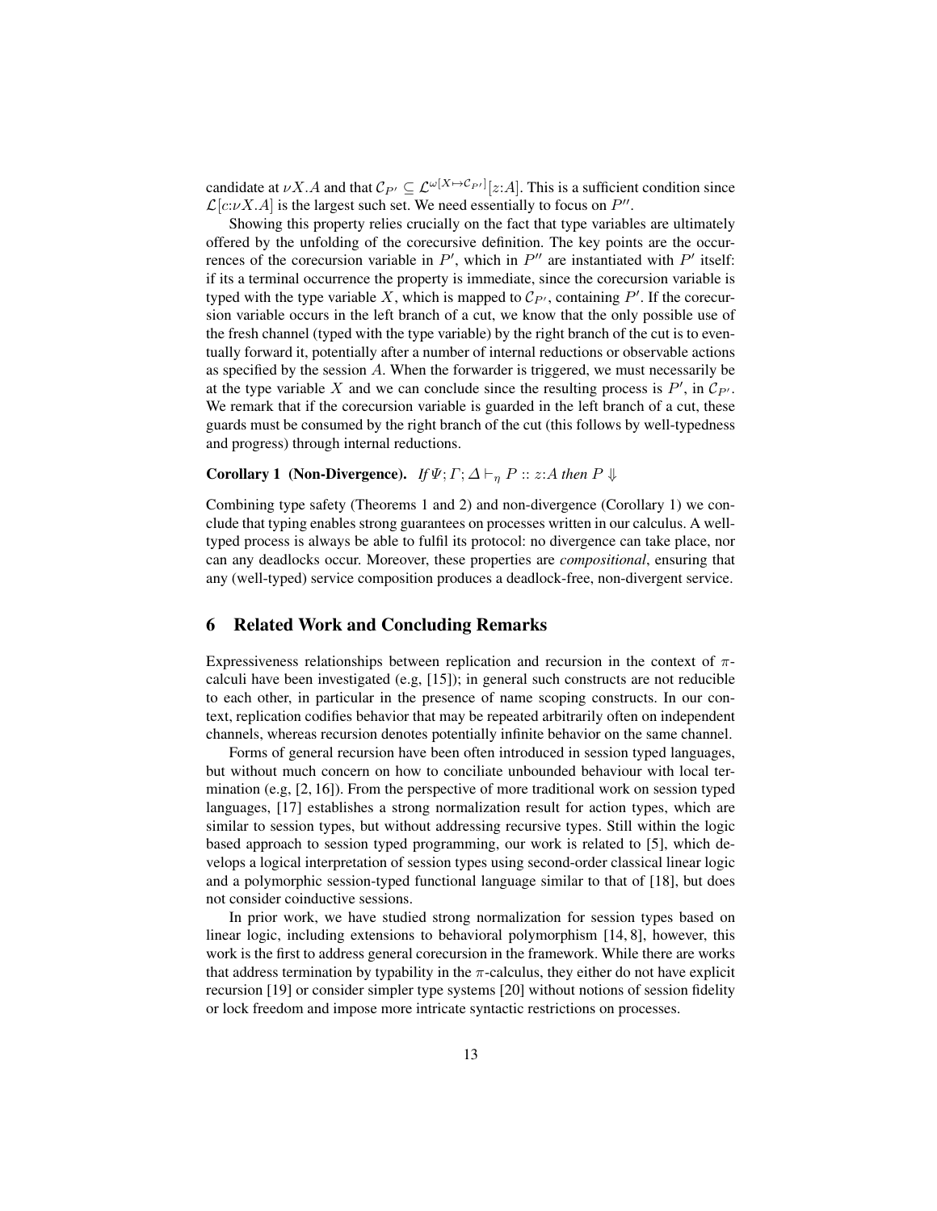candidate at $\nu X.A$ and that $\mathcal{C}_{P'} \subseteq \mathcal{L}^{\omega[X \mapsto \mathcal{C}_{P'}]}[z{:}A]$. This is a sufficient condition since $\mathcal{L}[c{:}\nu X.A]$ is the largest such set. We need essentially to focus on $P''$.

Showing this property relies crucially on the fact that type variables are ultimately offered by the unfolding of the corecursive definition. The key points are the occurrences of the corecursion variable in $P'$, which in $P''$ are instantiated with $P'$ itself: if its a terminal occurrence the property is immediate, since the corecursion variable is typed with the type variable $X$, which is mapped to $\mathcal{C}_{P'}$, containing $P'$. If the corecursion variable occurs in the left branch of a cut, we know that the only possible use of the fresh channel (typed with the type variable) by the right branch of the cut is to eventually forward it, potentially after a number of internal reductions or observable actions as specified by the session $A$. When the forwarder is triggered, we must necessarily be at the type variable $X$ and we can conclude since the resulting process is $P'$, in $\mathcal{C}_{P'}$. We remark that if the corecursion variable is guarded in the left branch of a cut, these guards must be consumed by the right branch of the cut (this follows by well-typedness and progress) through internal reductions.

**Corollary 1 (Non-Divergence).** *If* $\Psi; \Gamma; \Delta \vdash_\eta P :: z{:}A$ *then* $P \Downarrow$

Combining type safety (Theorems 1 and 2) and non-divergence (Corollary 1) we conclude that typing enables strong guarantees on processes written in our calculus. A well-typed process is always be able to fulfil its protocol: no divergence can take place, nor can any deadlocks occur. Moreover, these properties are *compositional*, ensuring that any (well-typed) service composition produces a deadlock-free, non-divergent service.

## 6 Related Work and Concluding Remarks

Expressiveness relationships between replication and recursion in the context of $\pi$-calculi have been investigated (e.g, [15]); in general such constructs are not reducible to each other, in particular in the presence of name scoping constructs. In our context, replication codifies behavior that may be repeated arbitrarily often on independent channels, whereas recursion denotes potentially infinite behavior on the same channel.

Forms of general recursion have been often introduced in session typed languages, but without much concern on how to conciliate unbounded behaviour with local termination (e.g, [2, 16]). From the perspective of more traditional work on session typed languages, [17] establishes a strong normalization result for action types, which are similar to session types, but without addressing recursive types. Still within the logic based approach to session typed programming, our work is related to [5], which develops a logical interpretation of session types using second-order classical linear logic and a polymorphic session-typed functional language similar to that of [18], but does not consider coinductive sessions.

In prior work, we have studied strong normalization for session types based on linear logic, including extensions to behavioral polymorphism [14, 8], however, this work is the first to address general corecursion in the framework. While there are works that address termination by typability in the $\pi$-calculus, they either do not have explicit recursion [19] or consider simpler type systems [20] without notions of session fidelity or lock freedom and impose more intricate syntactic restrictions on processes.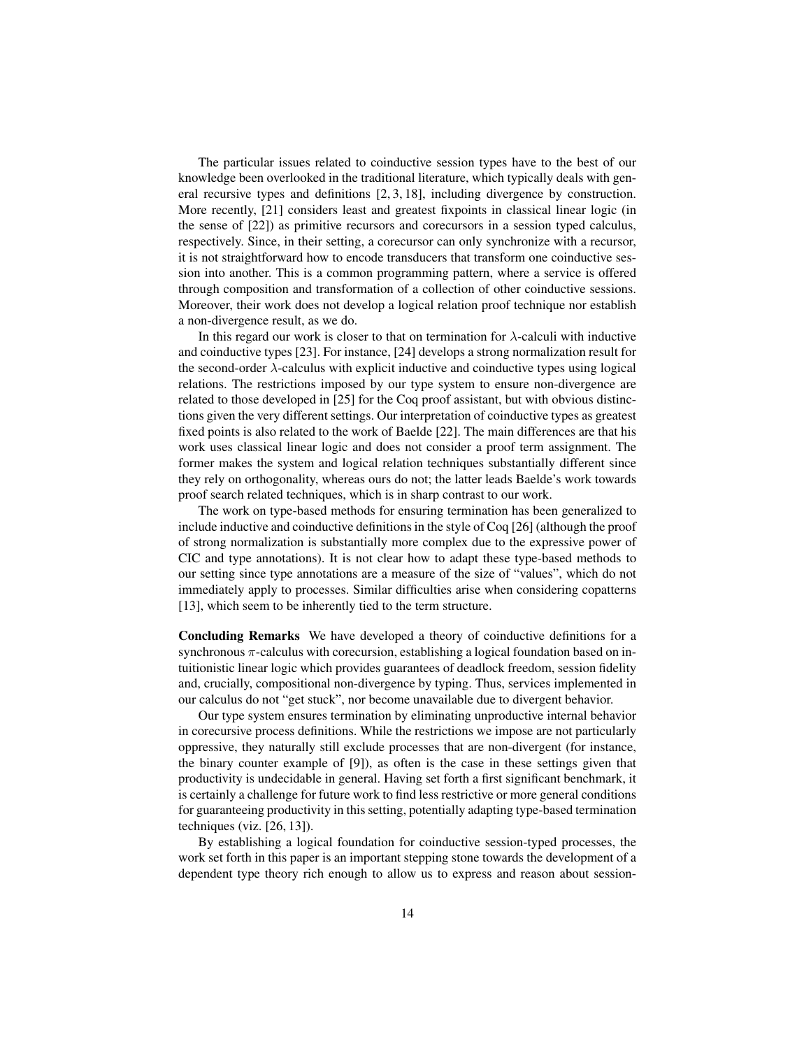The particular issues related to coinductive session types have to the best of our knowledge been overlooked in the traditional literature, which typically deals with general recursive types and definitions [2, 3, 18], including divergence by construction. More recently, [21] considers least and greatest fixpoints in classical linear logic (in the sense of [22]) as primitive recursors and corecursors in a session typed calculus, respectively. Since, in their setting, a corecursor can only synchronize with a recursor, it is not straightforward how to encode transducers that transform one coinductive session into another. This is a common programming pattern, where a service is offered through composition and transformation of a collection of other coinductive sessions. Moreover, their work does not develop a logical relation proof technique nor establish a non-divergence result, as we do.

In this regard our work is closer to that on termination for $\lambda$-calculi with inductive and coinductive types [23]. For instance, [24] develops a strong normalization result for the second-order $\lambda$-calculus with explicit inductive and coinductive types using logical relations. The restrictions imposed by our type system to ensure non-divergence are related to those developed in [25] for the Coq proof assistant, but with obvious distinctions given the very different settings. Our interpretation of coinductive types as greatest fixed points is also related to the work of Baelde [22]. The main differences are that his work uses classical linear logic and does not consider a proof term assignment. The former makes the system and logical relation techniques substantially different since they rely on orthogonality, whereas ours do not; the latter leads Baelde's work towards proof search related techniques, which is in sharp contrast to our work.

The work on type-based methods for ensuring termination has been generalized to include inductive and coinductive definitions in the style of Coq [26] (although the proof of strong normalization is substantially more complex due to the expressive power of CIC and type annotations). It is not clear how to adapt these type-based methods to our setting since type annotations are a measure of the size of "values", which do not immediately apply to processes. Similar difficulties arise when considering copatterns [13], which seem to be inherently tied to the term structure.

**Concluding Remarks** We have developed a theory of coinductive definitions for a synchronous $\pi$-calculus with corecursion, establishing a logical foundation based on intuitionistic linear logic which provides guarantees of deadlock freedom, session fidelity and, crucially, compositional non-divergence by typing. Thus, services implemented in our calculus do not "get stuck", nor become unavailable due to divergent behavior.

Our type system ensures termination by eliminating unproductive internal behavior in corecursive process definitions. While the restrictions we impose are not particularly oppressive, they naturally still exclude processes that are non-divergent (for instance, the binary counter example of [9]), as often is the case in these settings given that productivity is undecidable in general. Having set forth a first significant benchmark, it is certainly a challenge for future work to find less restrictive or more general conditions for guaranteeing productivity in this setting, potentially adapting type-based termination techniques (viz. [26, 13]).

By establishing a logical foundation for coinductive session-typed processes, the work set forth in this paper is an important stepping stone towards the development of a dependent type theory rich enough to allow us to express and reason about session-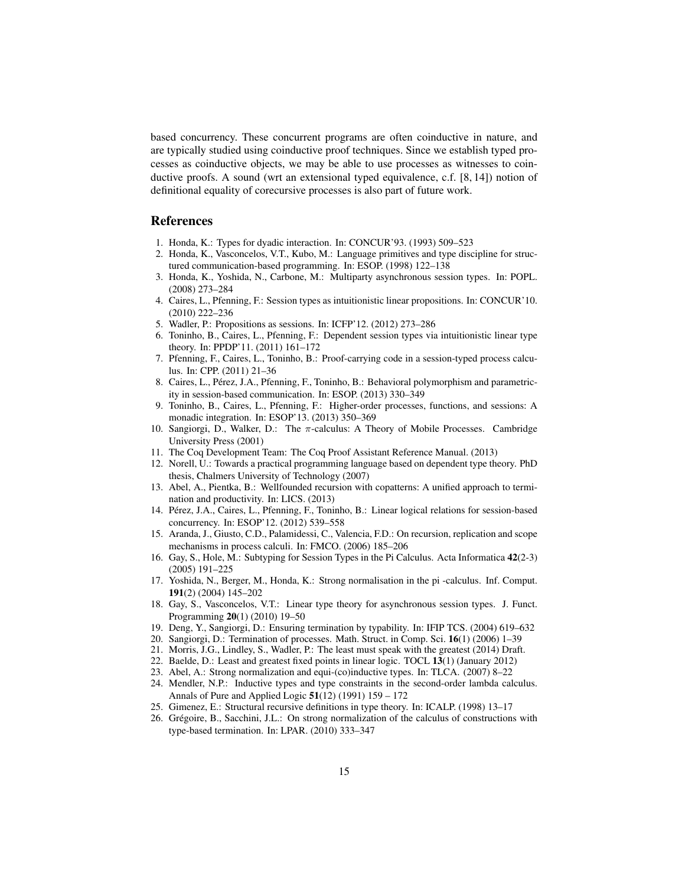based concurrency. These concurrent programs are often coinductive in nature, and are typically studied using coinductive proof techniques. Since we establish typed processes as coinductive objects, we may be able to use processes as witnesses to coinductive proofs. A sound (wrt an extensional typed equivalence, c.f. [8, 14]) notion of definitional equality of corecursive processes is also part of future work.

## References

1. Honda, K.: Types for dyadic interaction. In: CONCUR'93. (1993) 509–523
2. Honda, K., Vasconcelos, V.T., Kubo, M.: Language primitives and type discipline for structured communication-based programming. In: ESOP. (1998) 122–138
3. Honda, K., Yoshida, N., Carbone, M.: Multiparty asynchronous session types. In: POPL. (2008) 273–284
4. Caires, L., Pfenning, F.: Session types as intuitionistic linear propositions. In: CONCUR'10. (2010) 222–236
5. Wadler, P.: Propositions as sessions. In: ICFP'12. (2012) 273–286
6. Toninho, B., Caires, L., Pfenning, F.: Dependent session types via intuitionistic linear type theory. In: PPDP'11. (2011) 161–172
7. Pfenning, F., Caires, L., Toninho, B.: Proof-carrying code in a session-typed process calculus. In: CPP. (2011) 21–36
8. Caires, L., Pérez, J.A., Pfenning, F., Toninho, B.: Behavioral polymorphism and parametricity in session-based communication. In: ESOP. (2013) 330–349
9. Toninho, B., Caires, L., Pfenning, F.: Higher-order processes, functions, and sessions: A monadic integration. In: ESOP'13. (2013) 350–369
10. Sangiorgi, D., Walker, D.: The $\pi$-calculus: A Theory of Mobile Processes. Cambridge University Press (2001)
11. The Coq Development Team: The Coq Proof Assistant Reference Manual. (2013)
12. Norell, U.: Towards a practical programming language based on dependent type theory. PhD thesis, Chalmers University of Technology (2007)
13. Abel, A., Pientka, B.: Wellfounded recursion with copatterns: A unified approach to termination and productivity. In: LICS. (2013)
14. Pérez, J.A., Caires, L., Pfenning, F., Toninho, B.: Linear logical relations for session-based concurrency. In: ESOP'12. (2012) 539–558
15. Aranda, J., Giusto, C.D., Palamidessi, C., Valencia, F.D.: On recursion, replication and scope mechanisms in process calculi. In: FMCO. (2006) 185–206
16. Gay, S., Hole, M.: Subtyping for Session Types in the Pi Calculus. Acta Informatica **42**(2-3) (2005) 191–225
17. Yoshida, N., Berger, M., Honda, K.: Strong normalisation in the pi -calculus. Inf. Comput. **191**(2) (2004) 145–202
18. Gay, S., Vasconcelos, V.T.: Linear type theory for asynchronous session types. J. Funct. Programming **20**(1) (2010) 19–50
19. Deng, Y., Sangiorgi, D.: Ensuring termination by typability. In: IFIP TCS. (2004) 619–632
20. Sangiorgi, D.: Termination of processes. Math. Struct. in Comp. Sci. **16**(1) (2006) 1–39
21. Morris, J.G., Lindley, S., Wadler, P.: The least must speak with the greatest (2014) Draft.
22. Baelde, D.: Least and greatest fixed points in linear logic. TOCL **13**(1) (January 2012)
23. Abel, A.: Strong normalization and equi-(co)inductive types. In: TLCA. (2007) 8–22
24. Mendler, N.P.: Inductive types and type constraints in the second-order lambda calculus. Annals of Pure and Applied Logic **51**(12) (1991) 159 – 172
25. Gimenez, E.: Structural recursive definitions in type theory. In: ICALP. (1998) 13–17
26. Grégoire, B., Sacchini, J.L.: On strong normalization of the calculus of constructions with type-based termination. In: LPAR. (2010) 333–347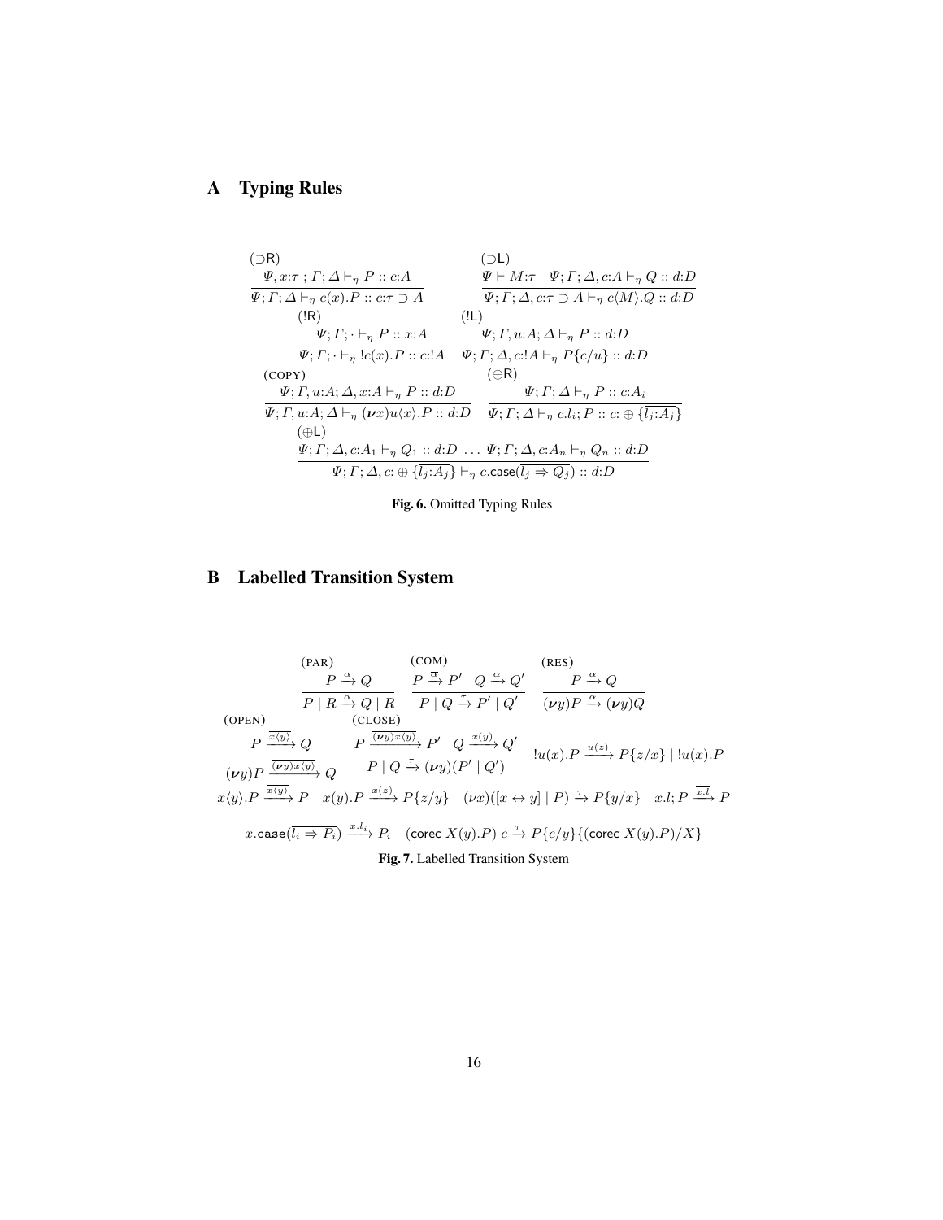## A Typing Rules

$$\frac{\Psi, x{:}\tau\ ; \Gamma; \Delta \vdash_\eta P :: c{:}A}{\Psi; \Gamma; \Delta \vdash_\eta c(x).P :: c{:}\tau \supset A}\ (\supset\mathsf{R}) \qquad \frac{\Psi \vdash M{:}\tau \quad \Psi; \Gamma; \Delta, c{:}A \vdash_\eta Q :: d{:}D}{\Psi; \Gamma; \Delta, c{:}\tau \supset A \vdash_\eta c\langle M\rangle.Q :: d{:}D}\ (\supset\mathsf{L})$$

$$\frac{\Psi; \Gamma; \cdot \vdash_\eta P :: x{:}A}{\Psi; \Gamma; \cdot \vdash_\eta !c(x).P :: c{:}!A}\ (!\mathsf{R}) \qquad \frac{\Psi; \Gamma, u{:}A; \Delta \vdash_\eta P :: d{:}D}{\Psi; \Gamma; \Delta, c{:}!A \vdash_\eta P\{c/u\} :: d{:}D}\ (!\mathsf{L})$$

$$\frac{\Psi; \Gamma, u{:}A; \Delta, x{:}A \vdash_\eta P :: d{:}D}{\Psi; \Gamma, u{:}A; \Delta \vdash_\eta (\boldsymbol{\nu} x)u\langle x\rangle.P :: d{:}D}\ (\text{COPY}) \qquad \frac{\Psi; \Gamma; \Delta \vdash_\eta P :: c{:}A_i}{\Psi; \Gamma; \Delta \vdash_\eta c.l_i; P :: c{:} \oplus \{\overline{l_j{:}A_j}\}}\ (\oplus\mathsf{R})$$

$$\frac{\Psi; \Gamma; \Delta, c{:}A_1 \vdash_\eta Q_1 :: d{:}D \ \ldots\ \Psi; \Gamma; \Delta, c{:}A_n \vdash_\eta Q_n :: d{:}D}{\Psi; \Gamma; \Delta, c{:} \oplus \{\overline{l_j{:}A_j}\} \vdash_\eta c.\mathsf{case}(\overline{l_j \Rightarrow Q_j}) :: d{:}D}\ (\oplus\mathsf{L})$$

**Fig. 6.** Omitted Typing Rules

## B Labelled Transition System

$$\frac{P \xrightarrow{\alpha} Q}{P \mid R \xrightarrow{\alpha} Q \mid R}\ (\text{PAR}) \qquad \frac{P \xrightarrow{\overline{\alpha}} P' \quad Q \xrightarrow{\alpha} Q'}{P \mid Q \xrightarrow{\tau} P' \mid Q'}\ (\text{COM}) \qquad \frac{P \xrightarrow{\alpha} Q}{(\boldsymbol{\nu} y)P \xrightarrow{\alpha} (\boldsymbol{\nu} y)Q}\ (\text{RES})$$

$$\frac{P \xrightarrow{\overline{x\langle y\rangle}} Q}{(\boldsymbol{\nu} y)P \xrightarrow{\overline{(\boldsymbol{\nu} y)x\langle y\rangle}} Q}\ (\text{OPEN}) \qquad \frac{P \xrightarrow{\overline{(\boldsymbol{\nu} y)x\langle y\rangle}} P' \quad Q \xrightarrow{x(y)} Q'}{P \mid Q \xrightarrow{\tau} (\boldsymbol{\nu} y)(P' \mid Q')}\ (\text{CLOSE}) \qquad !u(x).P \xrightarrow{u(z)} P\{z/x\} \mid !u(x).P$$

$$x\langle y\rangle.P \xrightarrow{\overline{x\langle y\rangle}} P \quad x(y).P \xrightarrow{x(z)} P\{z/y\} \quad (\nu x)([x \leftrightarrow y] \mid P) \xrightarrow{\tau} P\{y/x\} \quad x.l; P \xrightarrow{\overline{x.l}} P$$

$$x.\mathsf{case}(\overline{l_i \Rightarrow P_i}) \xrightarrow{x.l_i} P_i \quad (\mathsf{corec}\ X(\overline{y}).P)\ \overline{c} \xrightarrow{\tau} P\{\overline{c}/\overline{y}\}\{(\mathsf{corec}\ X(\overline{y}).P)/X\}$$

**Fig. 7.** Labelled Transition System